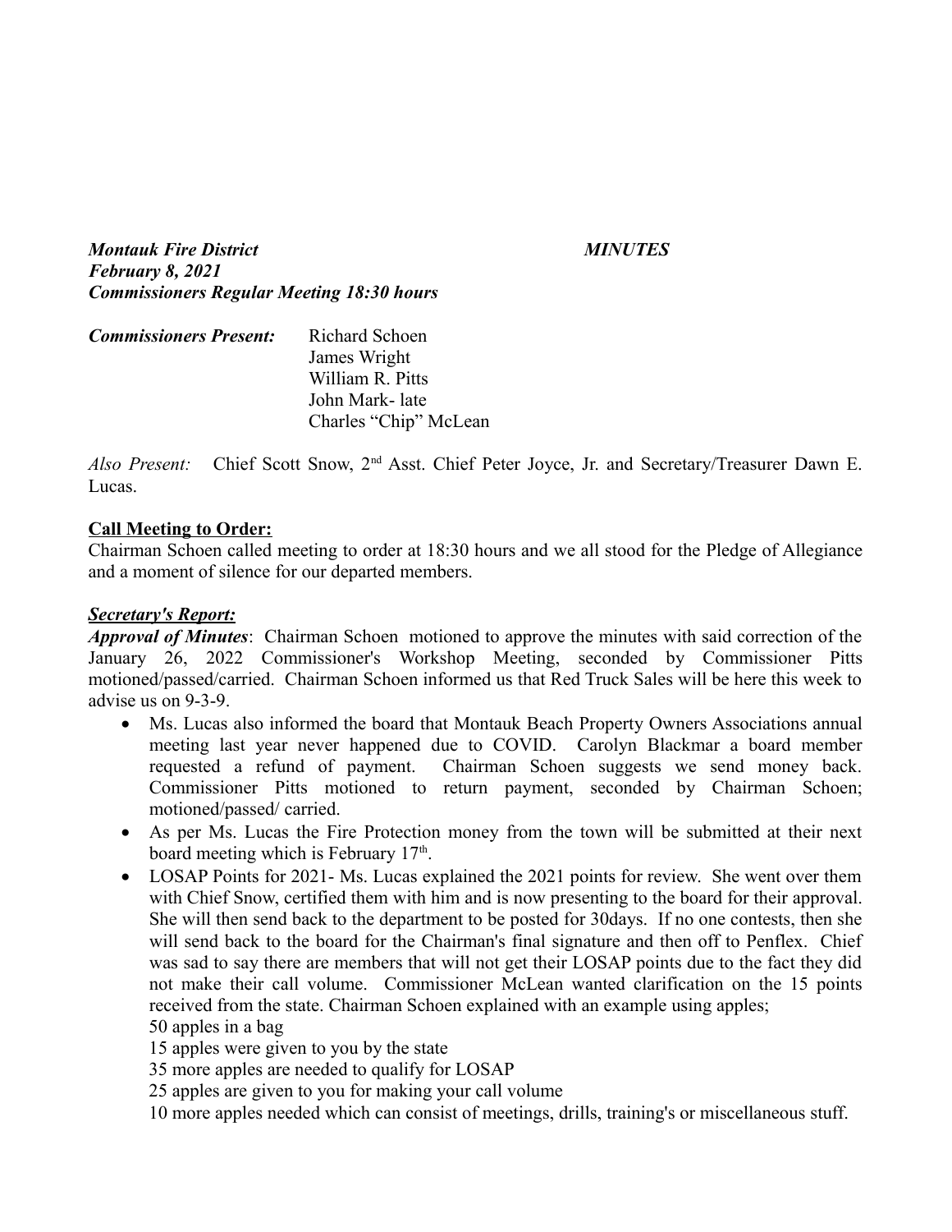***Montauk Fire District*** ***MINUTES***
***February 8, 2021***
***Commissioners Regular Meeting 18:30 hours***

***Commissioners Present:*** Richard Schoen
James Wright
William R. Pitts
John Mark- late
Charles "Chip" McLean

*Also Present:* Chief Scott Snow, 2nd Asst. Chief Peter Joyce, Jr. and Secretary/Treasurer Dawn E. Lucas.

**Call Meeting to Order:**

Chairman Schoen called meeting to order at 18:30 hours and we all stood for the Pledge of Allegiance and a moment of silence for our departed members.

***Secretary's Report:***

***Approval of Minutes***: Chairman Schoen motioned to approve the minutes with said correction of the January 26, 2022 Commissioner's Workshop Meeting, seconded by Commissioner Pitts motioned/passed/carried. Chairman Schoen informed us that Red Truck Sales will be here this week to advise us on 9-3-9.

- Ms. Lucas also informed the board that Montauk Beach Property Owners Associations annual meeting last year never happened due to COVID. Carolyn Blackmar a board member requested a refund of payment. Chairman Schoen suggests we send money back. Commissioner Pitts motioned to return payment, seconded by Chairman Schoen; motioned/passed/ carried.
- As per Ms. Lucas the Fire Protection money from the town will be submitted at their next board meeting which is February 17th.
- LOSAP Points for 2021- Ms. Lucas explained the 2021 points for review. She went over them with Chief Snow, certified them with him and is now presenting to the board for their approval. She will then send back to the department to be posted for 30days. If no one contests, then she will send back to the board for the Chairman's final signature and then off to Penflex. Chief was sad to say there are members that will not get their LOSAP points due to the fact they did not make their call volume. Commissioner McLean wanted clarification on the 15 points received from the state. Chairman Schoen explained with an example using apples;
  50 apples in a bag
  15 apples were given to you by the state
  35 more apples are needed to qualify for LOSAP
  25 apples are given to you for making your call volume
  10 more apples needed which can consist of meetings, drills, training's or miscellaneous stuff.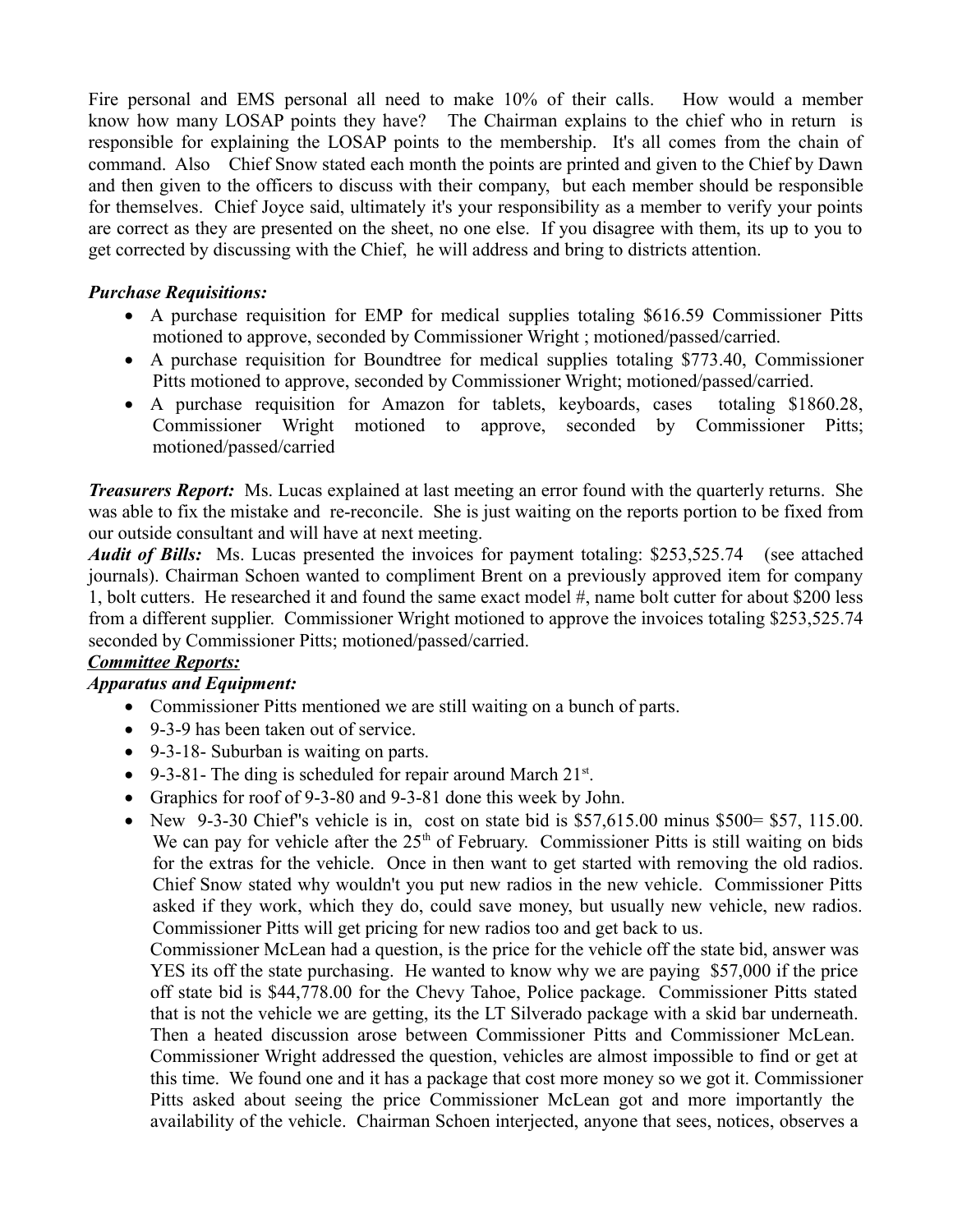Fire personal and EMS personal all need to make 10% of their calls. How would a member know how many LOSAP points they have? The Chairman explains to the chief who in return is responsible for explaining the LOSAP points to the membership. It's all comes from the chain of command. Also Chief Snow stated each month the points are printed and given to the Chief by Dawn and then given to the officers to discuss with their company, but each member should be responsible for themselves. Chief Joyce said, ultimately it's your responsibility as a member to verify your points are correct as they are presented on the sheet, no one else. If you disagree with them, its up to you to get corrected by discussing with the Chief, he will address and bring to districts attention.

***Purchase Requisitions:***

- A purchase requisition for EMP for medical supplies totaling $616.59 Commissioner Pitts motioned to approve, seconded by Commissioner Wright ; motioned/passed/carried.
- A purchase requisition for Boundtree for medical supplies totaling $773.40, Commissioner Pitts motioned to approve, seconded by Commissioner Wright; motioned/passed/carried.
- A purchase requisition for Amazon for tablets, keyboards, cases totaling $1860.28, Commissioner Wright motioned to approve, seconded by Commissioner Pitts; motioned/passed/carried

***Treasurers Report:*** Ms. Lucas explained at last meeting an error found with the quarterly returns. She was able to fix the mistake and re-reconcile. She is just waiting on the reports portion to be fixed from our outside consultant and will have at next meeting.

***Audit of Bills:*** Ms. Lucas presented the invoices for payment totaling: $253,525.74 (see attached journals). Chairman Schoen wanted to compliment Brent on a previously approved item for company 1, bolt cutters. He researched it and found the same exact model #, name bolt cutter for about $200 less from a different supplier. Commissioner Wright motioned to approve the invoices totaling $253,525.74 seconded by Commissioner Pitts; motioned/passed/carried.

***Committee Reports:***

***Apparatus and Equipment:***

- Commissioner Pitts mentioned we are still waiting on a bunch of parts.
- 9-3-9 has been taken out of service.
- 9-3-18- Suburban is waiting on parts.
- 9-3-81- The ding is scheduled for repair around March 21st.
- Graphics for roof of 9-3-80 and 9-3-81 done this week by John.
- New 9-3-30 Chief"s vehicle is in, cost on state bid is $57,615.00 minus $500= $57, 115.00. We can pay for vehicle after the 25th of February. Commissioner Pitts is still waiting on bids for the extras for the vehicle. Once in then want to get started with removing the old radios. Chief Snow stated why wouldn't you put new radios in the new vehicle. Commissioner Pitts asked if they work, which they do, could save money, but usually new vehicle, new radios. Commissioner Pitts will get pricing for new radios too and get back to us.

  Commissioner McLean had a question, is the price for the vehicle off the state bid, answer was YES its off the state purchasing. He wanted to know why we are paying $57,000 if the price off state bid is $44,778.00 for the Chevy Tahoe, Police package. Commissioner Pitts stated that is not the vehicle we are getting, its the LT Silverado package with a skid bar underneath. Then a heated discussion arose between Commissioner Pitts and Commissioner McLean. Commissioner Wright addressed the question, vehicles are almost impossible to find or get at this time. We found one and it has a package that cost more money so we got it. Commissioner Pitts asked about seeing the price Commissioner McLean got and more importantly the availability of the vehicle. Chairman Schoen interjected, anyone that sees, notices, observes a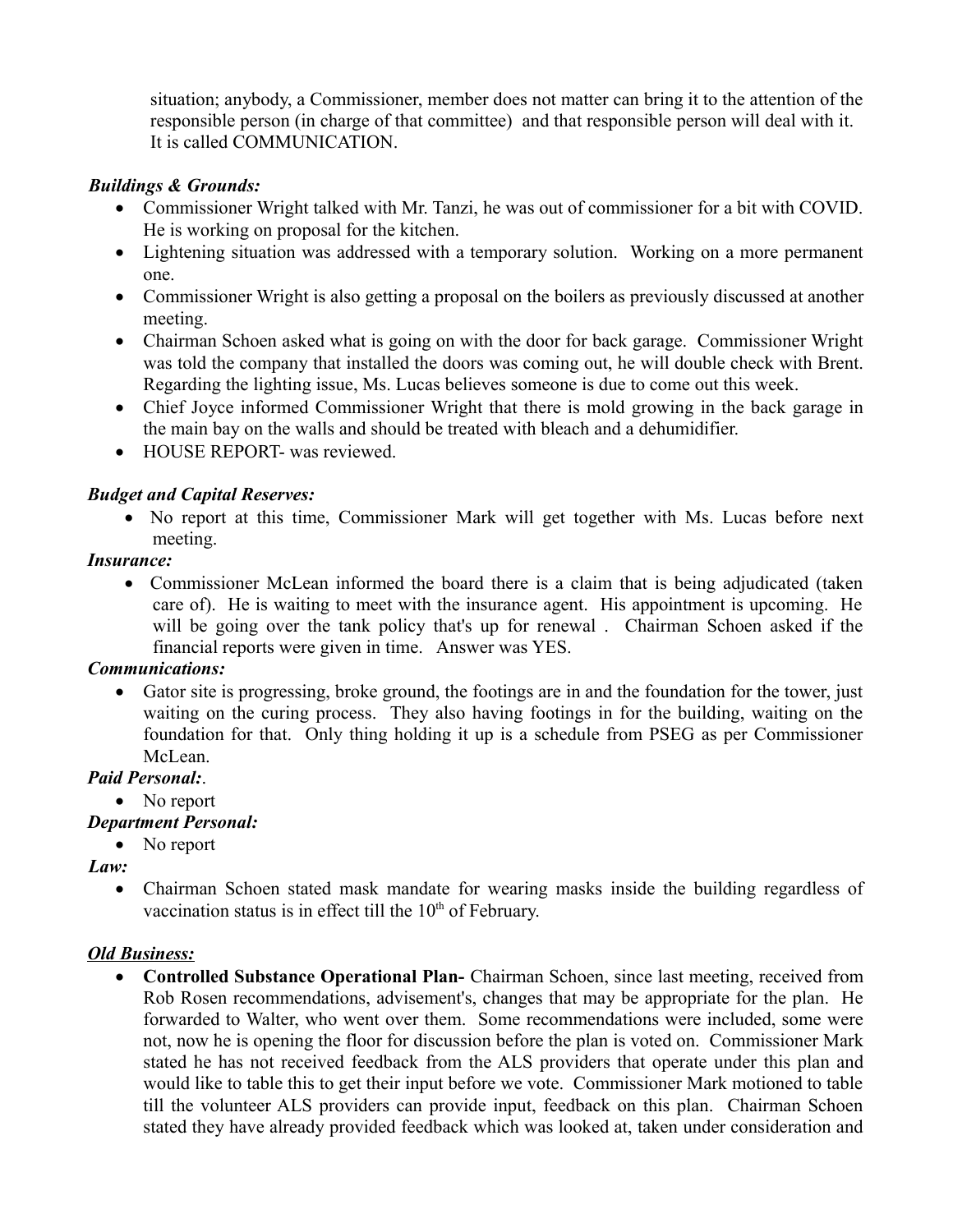situation; anybody, a Commissioner, member does not matter can bring it to the attention of the responsible person (in charge of that committee) and that responsible person will deal with it. It is called COMMUNICATION.

***Buildings & Grounds:***

- Commissioner Wright talked with Mr. Tanzi, he was out of commissioner for a bit with COVID. He is working on proposal for the kitchen.
- Lightening situation was addressed with a temporary solution. Working on a more permanent one.
- Commissioner Wright is also getting a proposal on the boilers as previously discussed at another meeting.
- Chairman Schoen asked what is going on with the door for back garage. Commissioner Wright was told the company that installed the doors was coming out, he will double check with Brent. Regarding the lighting issue, Ms. Lucas believes someone is due to come out this week.
- Chief Joyce informed Commissioner Wright that there is mold growing in the back garage in the main bay on the walls and should be treated with bleach and a dehumidifier.
- HOUSE REPORT- was reviewed.

***Budget and Capital Reserves:***

- No report at this time, Commissioner Mark will get together with Ms. Lucas before next meeting.

***Insurance:***

- Commissioner McLean informed the board there is a claim that is being adjudicated (taken care of). He is waiting to meet with the insurance agent. His appointment is upcoming. He will be going over the tank policy that's up for renewal . Chairman Schoen asked if the financial reports were given in time. Answer was YES.

***Communications:***

- Gator site is progressing, broke ground, the footings are in and the foundation for the tower, just waiting on the curing process. They also having footings in for the building, waiting on the foundation for that. Only thing holding it up is a schedule from PSEG as per Commissioner McLean.

***Paid Personal:***.

- No report

***Department Personal:***

- No report

***Law:***

- Chairman Schoen stated mask mandate for wearing masks inside the building regardless of vaccination status is in effect till the 10th of February.

***Old Business:***

- **Controlled Substance Operational Plan-** Chairman Schoen, since last meeting, received from Rob Rosen recommendations, advisement's, changes that may be appropriate for the plan. He forwarded to Walter, who went over them. Some recommendations were included, some were not, now he is opening the floor for discussion before the plan is voted on. Commissioner Mark stated he has not received feedback from the ALS providers that operate under this plan and would like to table this to get their input before we vote. Commissioner Mark motioned to table till the volunteer ALS providers can provide input, feedback on this plan. Chairman Schoen stated they have already provided feedback which was looked at, taken under consideration and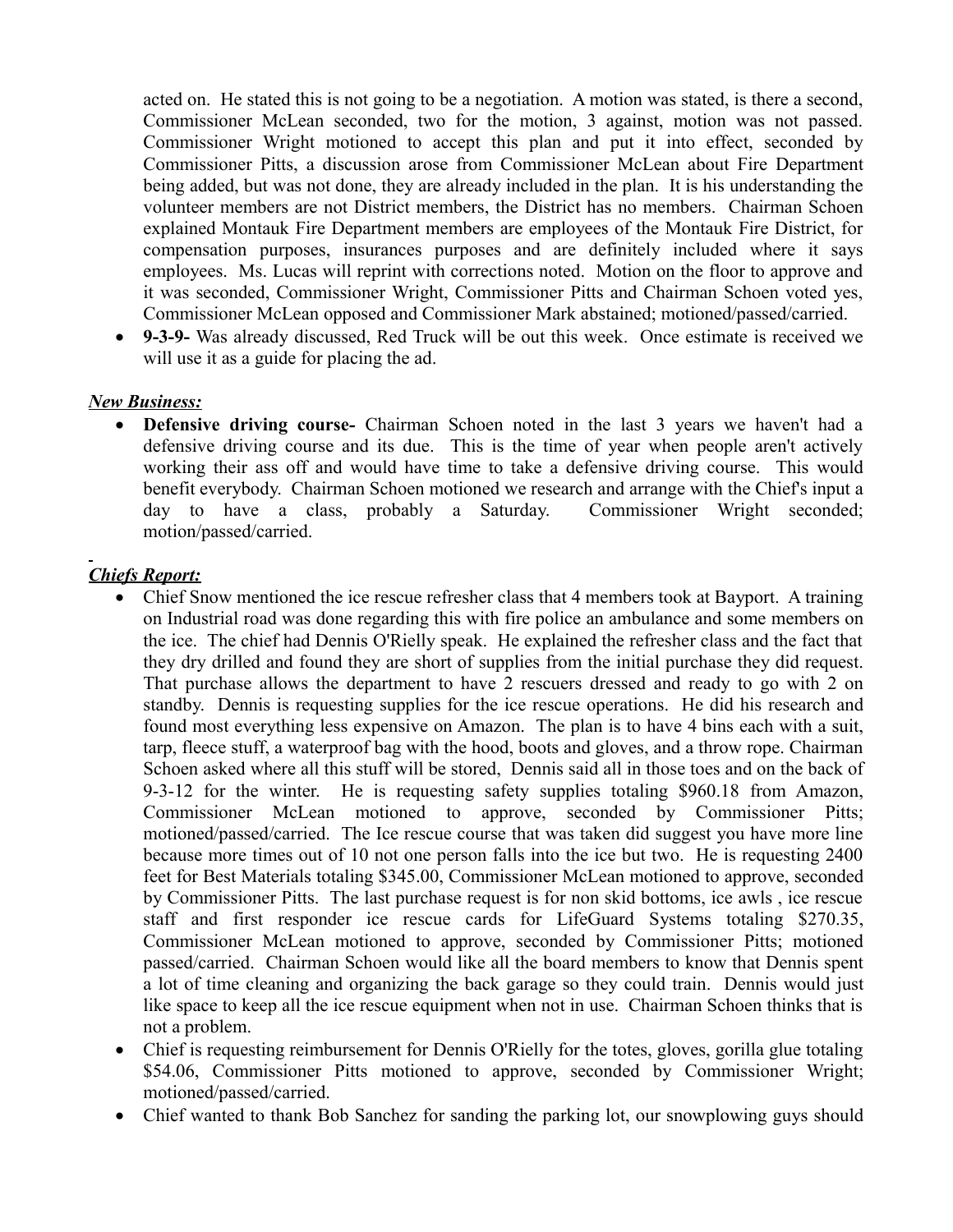acted on. He stated this is not going to be a negotiation. A motion was stated, is there a second, Commissioner McLean seconded, two for the motion, 3 against, motion was not passed. Commissioner Wright motioned to accept this plan and put it into effect, seconded by Commissioner Pitts, a discussion arose from Commissioner McLean about Fire Department being added, but was not done, they are already included in the plan. It is his understanding the volunteer members are not District members, the District has no members. Chairman Schoen explained Montauk Fire Department members are employees of the Montauk Fire District, for compensation purposes, insurances purposes and are definitely included where it says employees. Ms. Lucas will reprint with corrections noted. Motion on the floor to approve and it was seconded, Commissioner Wright, Commissioner Pitts and Chairman Schoen voted yes, Commissioner McLean opposed and Commissioner Mark abstained; motioned/passed/carried.

- **9-3-9-** Was already discussed, Red Truck will be out this week. Once estimate is received we will use it as a guide for placing the ad.

***New Business:***

- **Defensive driving course-** Chairman Schoen noted in the last 3 years we haven't had a defensive driving course and its due. This is the time of year when people aren't actively working their ass off and would have time to take a defensive driving course. This would benefit everybody. Chairman Schoen motioned we research and arrange with the Chief's input a day to have a class, probably a Saturday. Commissioner Wright seconded; motion/passed/carried.

***Chiefs Report:***

- Chief Snow mentioned the ice rescue refresher class that 4 members took at Bayport. A training on Industrial road was done regarding this with fire police an ambulance and some members on the ice. The chief had Dennis O'Rielly speak. He explained the refresher class and the fact that they dry drilled and found they are short of supplies from the initial purchase they did request. That purchase allows the department to have 2 rescuers dressed and ready to go with 2 on standby. Dennis is requesting supplies for the ice rescue operations. He did his research and found most everything less expensive on Amazon. The plan is to have 4 bins each with a suit, tarp, fleece stuff, a waterproof bag with the hood, boots and gloves, and a throw rope. Chairman Schoen asked where all this stuff will be stored, Dennis said all in those toes and on the back of 9-3-12 for the winter. He is requesting safety supplies totaling $960.18 from Amazon, Commissioner McLean motioned to approve, seconded by Commissioner Pitts; motioned/passed/carried. The Ice rescue course that was taken did suggest you have more line because more times out of 10 not one person falls into the ice but two. He is requesting 2400 feet for Best Materials totaling $345.00, Commissioner McLean motioned to approve, seconded by Commissioner Pitts. The last purchase request is for non skid bottoms, ice awls , ice rescue staff and first responder ice rescue cards for LifeGuard Systems totaling $270.35, Commissioner McLean motioned to approve, seconded by Commissioner Pitts; motioned passed/carried. Chairman Schoen would like all the board members to know that Dennis spent a lot of time cleaning and organizing the back garage so they could train. Dennis would just like space to keep all the ice rescue equipment when not in use. Chairman Schoen thinks that is not a problem.
- Chief is requesting reimbursement for Dennis O'Rielly for the totes, gloves, gorilla glue totaling $54.06, Commissioner Pitts motioned to approve, seconded by Commissioner Wright; motioned/passed/carried.
- Chief wanted to thank Bob Sanchez for sanding the parking lot, our snowplowing guys should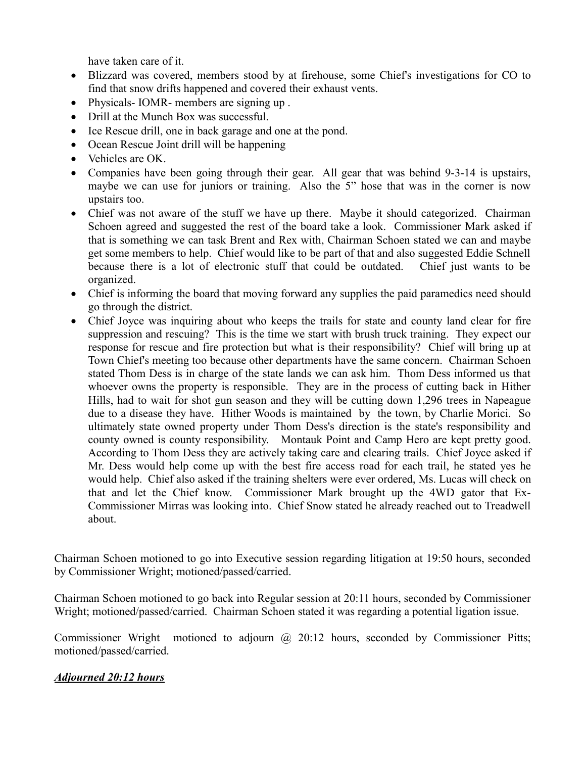have taken care of it.

- Blizzard was covered, members stood by at firehouse, some Chief's investigations for CO to find that snow drifts happened and covered their exhaust vents.
- Physicals- IOMR- members are signing up .
- Drill at the Munch Box was successful.
- Ice Rescue drill, one in back garage and one at the pond.
- Ocean Rescue Joint drill will be happening
- Vehicles are OK.
- Companies have been going through their gear. All gear that was behind 9-3-14 is upstairs, maybe we can use for juniors or training. Also the 5" hose that was in the corner is now upstairs too.
- Chief was not aware of the stuff we have up there. Maybe it should categorized. Chairman Schoen agreed and suggested the rest of the board take a look. Commissioner Mark asked if that is something we can task Brent and Rex with, Chairman Schoen stated we can and maybe get some members to help. Chief would like to be part of that and also suggested Eddie Schnell because there is a lot of electronic stuff that could be outdated. Chief just wants to be organized.
- Chief is informing the board that moving forward any supplies the paid paramedics need should go through the district.
- Chief Joyce was inquiring about who keeps the trails for state and county land clear for fire suppression and rescuing? This is the time we start with brush truck training. They expect our response for rescue and fire protection but what is their responsibility? Chief will bring up at Town Chief's meeting too because other departments have the same concern. Chairman Schoen stated Thom Dess is in charge of the state lands we can ask him. Thom Dess informed us that whoever owns the property is responsible. They are in the process of cutting back in Hither Hills, had to wait for shot gun season and they will be cutting down 1,296 trees in Napeague due to a disease they have. Hither Woods is maintained by the town, by Charlie Morici. So ultimately state owned property under Thom Dess's direction is the state's responsibility and county owned is county responsibility. Montauk Point and Camp Hero are kept pretty good. According to Thom Dess they are actively taking care and clearing trails. Chief Joyce asked if Mr. Dess would help come up with the best fire access road for each trail, he stated yes he would help. Chief also asked if the training shelters were ever ordered, Ms. Lucas will check on that and let the Chief know. Commissioner Mark brought up the 4WD gator that Ex-Commissioner Mirras was looking into. Chief Snow stated he already reached out to Treadwell about.

Chairman Schoen motioned to go into Executive session regarding litigation at 19:50 hours, seconded by Commissioner Wright; motioned/passed/carried.

Chairman Schoen motioned to go back into Regular session at 20:11 hours, seconded by Commissioner Wright; motioned/passed/carried. Chairman Schoen stated it was regarding a potential ligation issue.

Commissioner Wright motioned to adjourn @ 20:12 hours, seconded by Commissioner Pitts; motioned/passed/carried.

***Adjourned 20:12 hours***